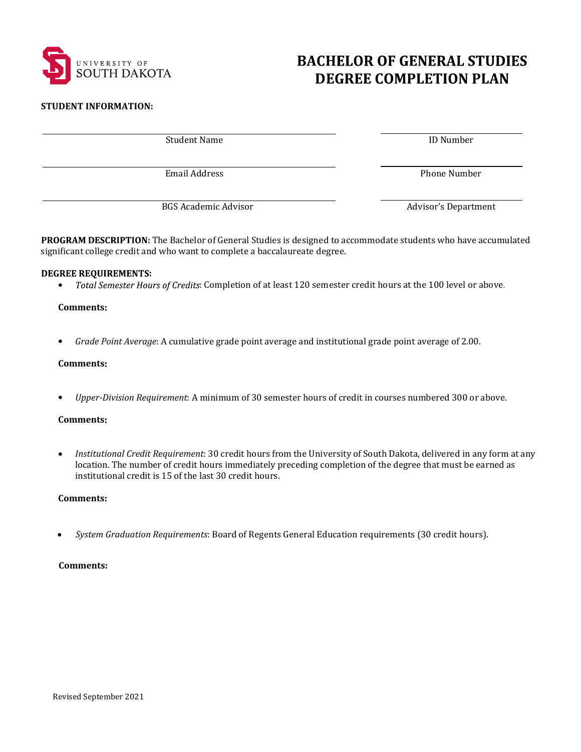UNIVERSITY OF SOUTH DAKOTA

# BACHELOR OF GENERAL STUDIES DEGREE COMPLETION PLAN

**STUDENT INFORMATION:**

| | |
|---|---|
| Student Name | ID Number |
| Email Address | Phone Number |
| BGS Academic Advisor | Advisor's Department |

**PROGRAM DESCRIPTION:** The Bachelor of General Studies is designed to accommodate students who have accumulated significant college credit and who want to complete a baccalaureate degree.

**DEGREE REQUIREMENTS:**

- *Total Semester Hours of Credits*: Completion of at least 120 semester credit hours at the 100 level or above.

**Comments:**

- *Grade Point Average*: A cumulative grade point average and institutional grade point average of 2.00.

**Comments:**

- *Upper-Division Requirement*: A minimum of 30 semester hours of credit in courses numbered 300 or above.

**Comments:**

- *Institutional Credit Requirement*: 30 credit hours from the University of South Dakota, delivered in any form at any location. The number of credit hours immediately preceding completion of the degree that must be earned as institutional credit is 15 of the last 30 credit hours.

**Comments:**

- *System Graduation Requirements*: Board of Regents General Education requirements (30 credit hours).

**Comments:**

Revised September 2021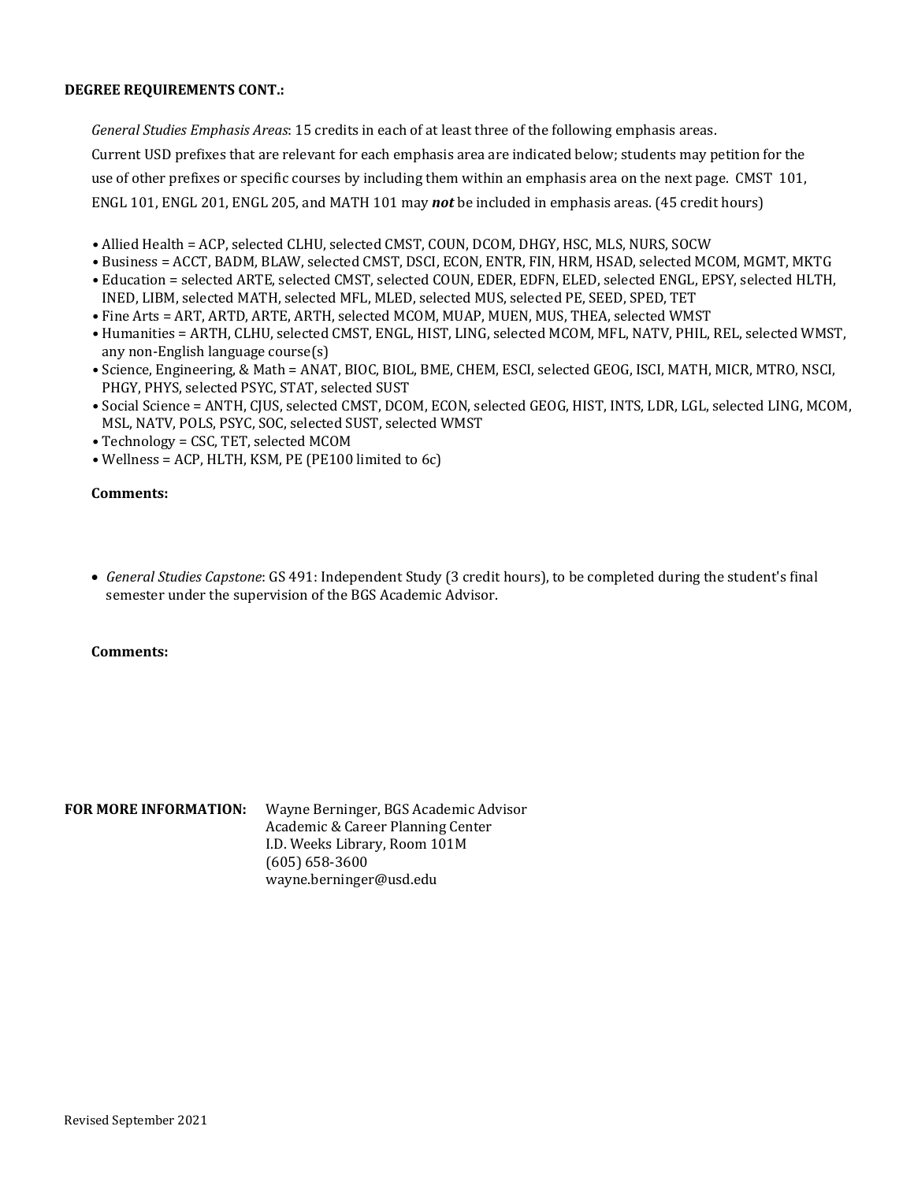**DEGREE REQUIREMENTS CONT.:**

*General Studies Emphasis Areas*: 15 credits in each of at least three of the following emphasis areas. Current USD prefixes that are relevant for each emphasis area are indicated below; students may petition for the use of other prefixes or specific courses by including them within an emphasis area on the next page. CMST 101, ENGL 101, ENGL 201, ENGL 205, and MATH 101 may ***not*** be included in emphasis areas. (45 credit hours)

- Allied Health = ACP, selected CLHU, selected CMST, COUN, DCOM, DHGY, HSC, MLS, NURS, SOCW
- Business = ACCT, BADM, BLAW, selected CMST, DSCI, ECON, ENTR, FIN, HRM, HSAD, selected MCOM, MGMT, MKTG
- Education = selected ARTE, selected CMST, selected COUN, EDER, EDFN, ELED, selected ENGL, EPSY, selected HLTH, INED, LIBM, selected MATH, selected MFL, MLED, selected MUS, selected PE, SEED, SPED, TET
- Fine Arts = ART, ARTD, ARTE, ARTH, selected MCOM, MUAP, MUEN, MUS, THEA, selected WMST
- Humanities = ARTH, CLHU, selected CMST, ENGL, HIST, LING, selected MCOM, MFL, NATV, PHIL, REL, selected WMST, any non-English language course(s)
- Science, Engineering, & Math = ANAT, BIOC, BIOL, BME, CHEM, ESCI, selected GEOG, ISCI, MATH, MICR, MTRO, NSCI, PHGY, PHYS, selected PSYC, STAT, selected SUST
- Social Science = ANTH, CJUS, selected CMST, DCOM, ECON, selected GEOG, HIST, INTS, LDR, LGL, selected LING, MCOM, MSL, NATV, POLS, PSYC, SOC, selected SUST, selected WMST
- Technology = CSC, TET, selected MCOM
- Wellness = ACP, HLTH, KSM, PE (PE100 limited to 6c)

**Comments:**

- *General Studies Capstone*: GS 491: Independent Study (3 credit hours), to be completed during the student's final semester under the supervision of the BGS Academic Advisor.

**Comments:**

**FOR MORE INFORMATION:** Wayne Berninger, BGS Academic Advisor
Academic & Career Planning Center
I.D. Weeks Library, Room 101M
(605) 658-3600
wayne.berninger@usd.edu

Revised September 2021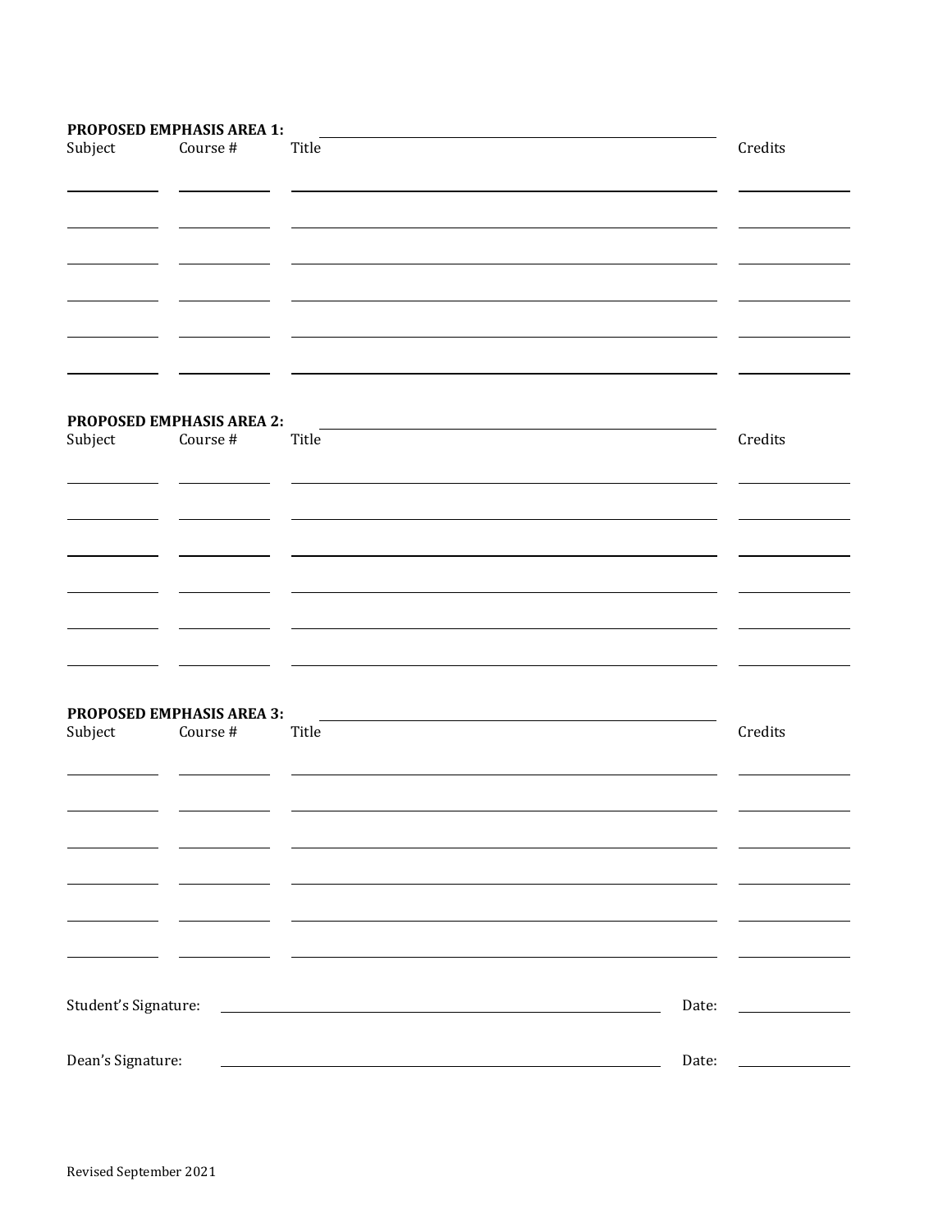**PROPOSED EMPHASIS AREA 1:** ______________________________

| Subject | Course # | Title | Credits |
| --- | --- | --- | --- |
| | | | |
| | | | |
| | | | |
| | | | |
| | | | |
| | | | |

**PROPOSED EMPHASIS AREA 2:** ______________________________

| Subject | Course # | Title | Credits |
| --- | --- | --- | --- |
| | | | |
| | | | |
| | | | |
| | | | |
| | | | |
| | | | |

**PROPOSED EMPHASIS AREA 3:** ______________________________

| Subject | Course # | Title | Credits |
| --- | --- | --- | --- |
| | | | |
| | | | |
| | | | |
| | | | |
| | | | |
| | | | |

Student's Signature: ______________________________ Date: __________

Dean's Signature: ______________________________ Date: __________

Revised September 2021